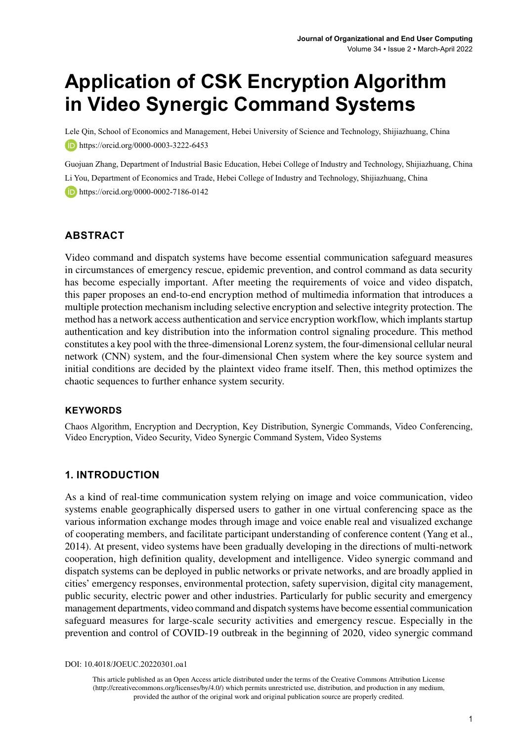# Application of CSK Encryption Algorithm in Video Synergic Command Systems

Lele Qin, School of Economics and Management, Hebei University of Science and Technology, Shijiazhuang, China

https://orcid.org/0000-0003-3222-6453

Guojuan Zhang, Department of Industrial Basic Education, Hebei College of Industry and Technology, Shijiazhuang, China

Li You, Department of Economics and Trade, Hebei College of Industry and Technology, Shijiazhuang, China

https://orcid.org/0000-0002-7186-0142

## ABSTRACT

Video command and dispatch systems have become essential communication safeguard measures in circumstances of emergency rescue, epidemic prevention, and control command as data security has become especially important. After meeting the requirements of voice and video dispatch, this paper proposes an end-to-end encryption method of multimedia information that introduces a multiple protection mechanism including selective encryption and selective integrity protection. The method has a network access authentication and service encryption workflow, which implants startup authentication and key distribution into the information control signaling procedure. This method constitutes a key pool with the three-dimensional Lorenz system, the four-dimensional cellular neural network (CNN) system, and the four-dimensional Chen system where the key source system and initial conditions are decided by the plaintext video frame itself. Then, this method optimizes the chaotic sequences to further enhance system security.

### KEYWORDS

Chaos Algorithm, Encryption and Decryption, Key Distribution, Synergic Commands, Video Conferencing, Video Encryption, Video Security, Video Synergic Command System, Video Systems

## 1. INTRODUCTION

As a kind of real-time communication system relying on image and voice communication, video systems enable geographically dispersed users to gather in one virtual conferencing space as the various information exchange modes through image and voice enable real and visualized exchange of cooperating members, and facilitate participant understanding of conference content (Yang et al., 2014). At present, video systems have been gradually developing in the directions of multi-network cooperation, high definition quality, development and intelligence. Video synergic command and dispatch systems can be deployed in public networks or private networks, and are broadly applied in cities' emergency responses, environmental protection, safety supervision, digital city management, public security, electric power and other industries. Particularly for public security and emergency management departments, video command and dispatch systems have become essential communication safeguard measures for large-scale security activities and emergency rescue. Especially in the prevention and control of COVID-19 outbreak in the beginning of 2020, video synergic command

DOI: 10.4018/JOEUC.20220301.oa1

This article published as an Open Access article distributed under the terms of the Creative Commons Attribution License (http://creativecommons.org/licenses/by/4.0/) which permits unrestricted use, distribution, and production in any medium, provided the author of the original work and original publication source are properly credited.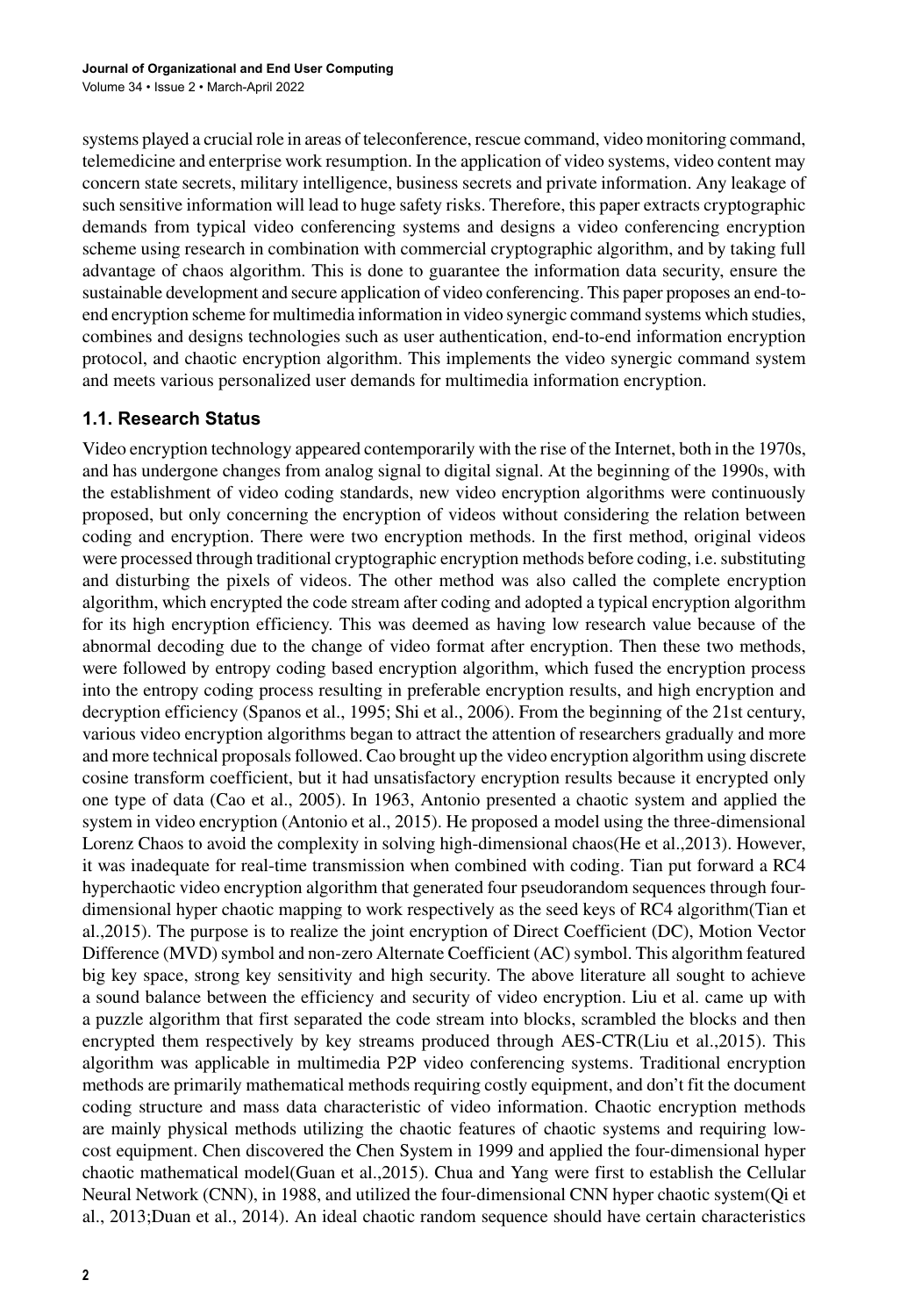systems played a crucial role in areas of teleconference, rescue command, video monitoring command, telemedicine and enterprise work resumption. In the application of video systems, video content may concern state secrets, military intelligence, business secrets and private information. Any leakage of such sensitive information will lead to huge safety risks. Therefore, this paper extracts cryptographic demands from typical video conferencing systems and designs a video conferencing encryption scheme using research in combination with commercial cryptographic algorithm, and by taking full advantage of chaos algorithm. This is done to guarantee the information data security, ensure the sustainable development and secure application of video conferencing. This paper proposes an end-to-end encryption scheme for multimedia information in video synergic command systems which studies, combines and designs technologies such as user authentication, end-to-end information encryption protocol, and chaotic encryption algorithm. This implements the video synergic command system and meets various personalized user demands for multimedia information encryption.

## 1.1. Research Status

Video encryption technology appeared contemporarily with the rise of the Internet, both in the 1970s, and has undergone changes from analog signal to digital signal. At the beginning of the 1990s, with the establishment of video coding standards, new video encryption algorithms were continuously proposed, but only concerning the encryption of videos without considering the relation between coding and encryption. There were two encryption methods. In the first method, original videos were processed through traditional cryptographic encryption methods before coding, i.e. substituting and disturbing the pixels of videos. The other method was also called the complete encryption algorithm, which encrypted the code stream after coding and adopted a typical encryption algorithm for its high encryption efficiency. This was deemed as having low research value because of the abnormal decoding due to the change of video format after encryption. Then these two methods, were followed by entropy coding based encryption algorithm, which fused the encryption process into the entropy coding process resulting in preferable encryption results, and high encryption and decryption efficiency (Spanos et al., 1995; Shi et al., 2006). From the beginning of the 21st century, various video encryption algorithms began to attract the attention of researchers gradually and more and more technical proposals followed. Cao brought up the video encryption algorithm using discrete cosine transform coefficient, but it had unsatisfactory encryption results because it encrypted only one type of data (Cao et al., 2005). In 1963, Antonio presented a chaotic system and applied the system in video encryption (Antonio et al., 2015). He proposed a model using the three-dimensional Lorenz Chaos to avoid the complexity in solving high-dimensional chaos(He et al.,2013). However, it was inadequate for real-time transmission when combined with coding. Tian put forward a RC4 hyperchaotic video encryption algorithm that generated four pseudorandom sequences through four-dimensional hyper chaotic mapping to work respectively as the seed keys of RC4 algorithm(Tian et al.,2015). The purpose is to realize the joint encryption of Direct Coefficient (DC), Motion Vector Difference (MVD) symbol and non-zero Alternate Coefficient (AC) symbol. This algorithm featured big key space, strong key sensitivity and high security. The above literature all sought to achieve a sound balance between the efficiency and security of video encryption. Liu et al. came up with a puzzle algorithm that first separated the code stream into blocks, scrambled the blocks and then encrypted them respectively by key streams produced through AES-CTR(Liu et al.,2015). This algorithm was applicable in multimedia P2P video conferencing systems. Traditional encryption methods are primarily mathematical methods requiring costly equipment, and don't fit the document coding structure and mass data characteristic of video information. Chaotic encryption methods are mainly physical methods utilizing the chaotic features of chaotic systems and requiring low-cost equipment. Chen discovered the Chen System in 1999 and applied the four-dimensional hyper chaotic mathematical model(Guan et al.,2015). Chua and Yang were first to establish the Cellular Neural Network (CNN), in 1988, and utilized the four-dimensional CNN hyper chaotic system(Qi et al., 2013;Duan et al., 2014). An ideal chaotic random sequence should have certain characteristics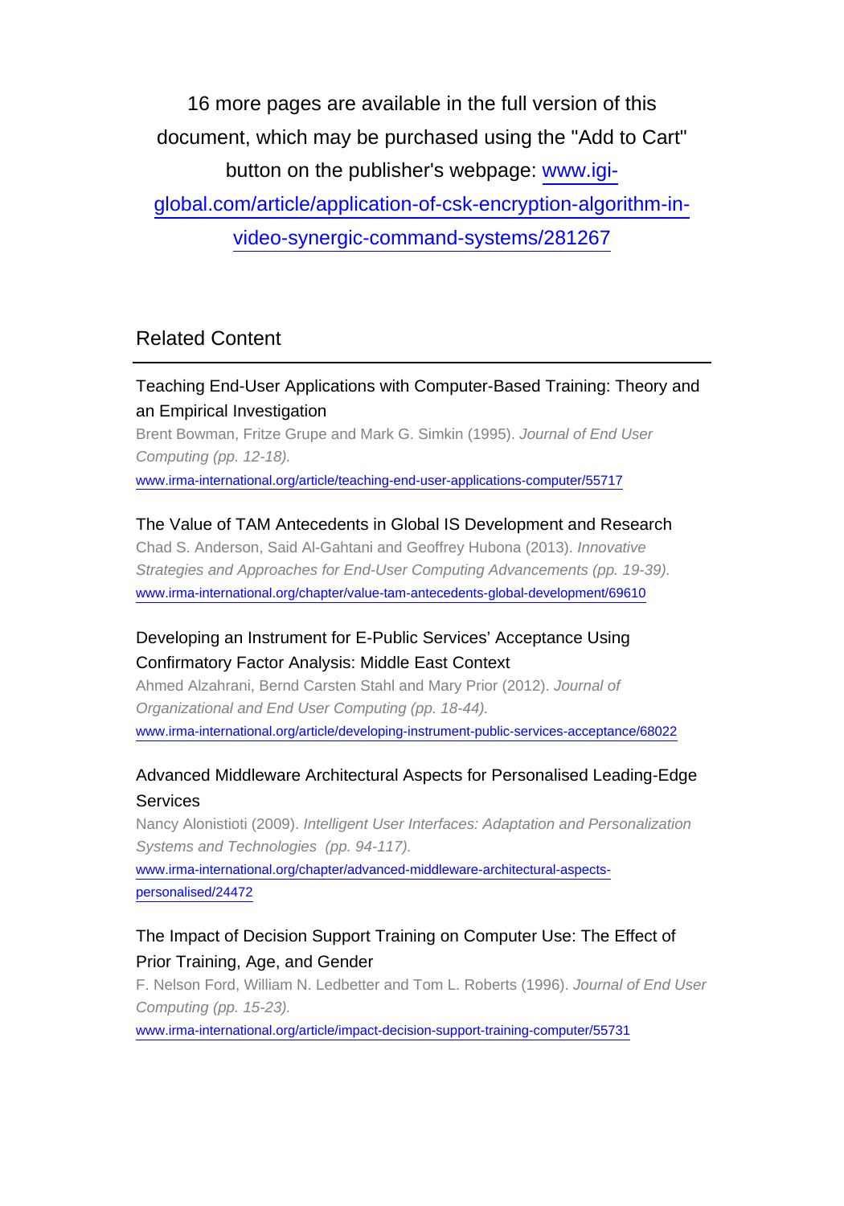16 more pages are available in the full version of this document, which may be purchased using the "Add to Cart" button on the publisher's webpage: [www.igi-global.com/article/application-of-csk-encryption-algorithm-in-video-synergic-command-systems/281267](www.igi-global.com/article/application-of-csk-encryption-algorithm-in-video-synergic-command-systems/281267)

## Related Content

**Teaching End-User Applications with Computer-Based Training: Theory and an Empirical Investigation**
Brent Bowman, Fritze Grupe and Mark G. Simkin (1995). *Journal of End User Computing (pp. 12-18).*
[www.irma-international.org/article/teaching-end-user-applications-computer/55717](www.irma-international.org/article/teaching-end-user-applications-computer/55717)

**The Value of TAM Antecedents in Global IS Development and Research**
Chad S. Anderson, Said Al-Gahtani and Geoffrey Hubona (2013). *Innovative Strategies and Approaches for End-User Computing Advancements (pp. 19-39).*
[www.irma-international.org/chapter/value-tam-antecedents-global-development/69610](www.irma-international.org/chapter/value-tam-antecedents-global-development/69610)

**Developing an Instrument for E-Public Services' Acceptance Using Confirmatory Factor Analysis: Middle East Context**
Ahmed Alzahrani, Bernd Carsten Stahl and Mary Prior (2012). *Journal of Organizational and End User Computing (pp. 18-44).*
[www.irma-international.org/article/developing-instrument-public-services-acceptance/68022](www.irma-international.org/article/developing-instrument-public-services-acceptance/68022)

**Advanced Middleware Architectural Aspects for Personalised Leading-Edge Services**
Nancy Alonistioti (2009). *Intelligent User Interfaces: Adaptation and Personalization Systems and Technologies (pp. 94-117).*
[www.irma-international.org/chapter/advanced-middleware-architectural-aspects-personalised/24472](www.irma-international.org/chapter/advanced-middleware-architectural-aspects-personalised/24472)

**The Impact of Decision Support Training on Computer Use: The Effect of Prior Training, Age, and Gender**
F. Nelson Ford, William N. Ledbetter and Tom L. Roberts (1996). *Journal of End User Computing (pp. 15-23).*
[www.irma-international.org/article/impact-decision-support-training-computer/55731](www.irma-international.org/article/impact-decision-support-training-computer/55731)